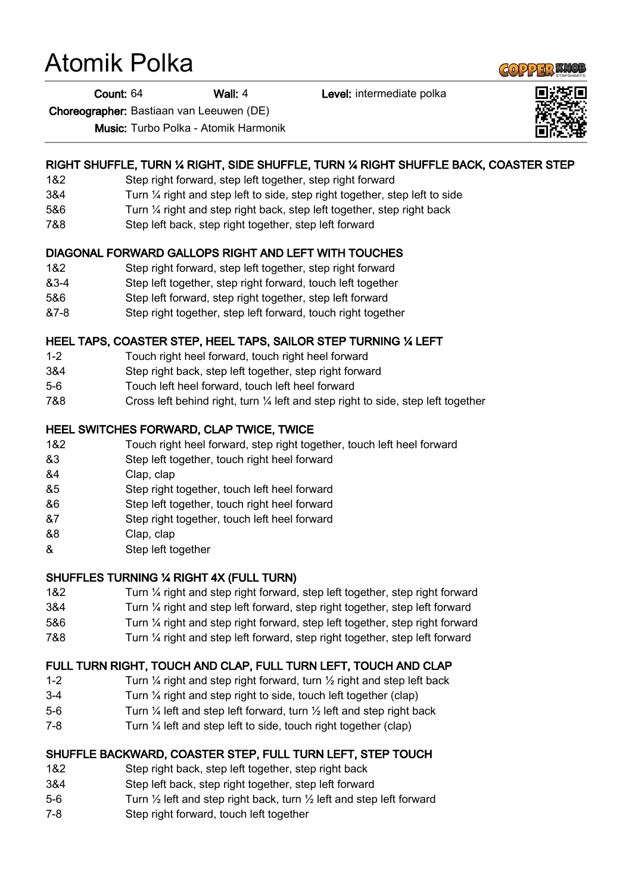# Atomik Polka

**Count:** 64 **Wall:** 4 **Level:** intermediate polka

**Choreographer:** Bastiaan van Leeuwen (DE)

**Music:** Turbo Polka - Atomik Harmonik

### RIGHT SHUFFLE, TURN ¼ RIGHT, SIDE SHUFFLE, TURN ¼ RIGHT SHUFFLE BACK, COASTER STEP

| | |
|---|---|
| 1&2 | Step right forward, step left together, step right forward |
| 3&4 | Turn ¼ right and step left to side, step right together, step left to side |
| 5&6 | Turn ¼ right and step right back, step left together, step right back |
| 7&8 | Step left back, step right together, step left forward |

### DIAGONAL FORWARD GALLOPS RIGHT AND LEFT WITH TOUCHES

| | |
|---|---|
| 1&2 | Step right forward, step left together, step right forward |
| &3-4 | Step left together, step right forward, touch left together |
| 5&6 | Step left forward, step right together, step left forward |
| &7-8 | Step right together, step left forward, touch right together |

### HEEL TAPS, COASTER STEP, HEEL TAPS, SAILOR STEP TURNING ¼ LEFT

| | |
|---|---|
| 1-2 | Touch right heel forward, touch right heel forward |
| 3&4 | Step right back, step left together, step right forward |
| 5-6 | Touch left heel forward, touch left heel forward |
| 7&8 | Cross left behind right, turn ¼ left and step right to side, step left together |

### HEEL SWITCHES FORWARD, CLAP TWICE, TWICE

| | |
|---|---|
| 1&2 | Touch right heel forward, step right together, touch left heel forward |
| &3 | Step left together, touch right heel forward |
| &4 | Clap, clap |
| &5 | Step right together, touch left heel forward |
| &6 | Step left together, touch right heel forward |
| &7 | Step right together, touch left heel forward |
| &8 | Clap, clap |
| & | Step left together |

### SHUFFLES TURNING ¼ RIGHT 4X (FULL TURN)

| | |
|---|---|
| 1&2 | Turn ¼ right and step right forward, step left together, step right forward |
| 3&4 | Turn ¼ right and step left forward, step right together, step left forward |
| 5&6 | Turn ¼ right and step right forward, step left together, step right forward |
| 7&8 | Turn ¼ right and step left forward, step right together, step left forward |

### FULL TURN RIGHT, TOUCH AND CLAP, FULL TURN LEFT, TOUCH AND CLAP

| | |
|---|---|
| 1-2 | Turn ¼ right and step right forward, turn ½ right and step left back |
| 3-4 | Turn ¼ right and step right to side, touch left together (clap) |
| 5-6 | Turn ¼ left and step left forward, turn ½ left and step right back |
| 7-8 | Turn ¼ left and step left to side, touch right together (clap) |

### SHUFFLE BACKWARD, COASTER STEP, FULL TURN LEFT, STEP TOUCH

| | |
|---|---|
| 1&2 | Step right back, step left together, step right back |
| 3&4 | Step left back, step right together, step left forward |
| 5-6 | Turn ½ left and step right back, turn ½ left and step left forward |
| 7-8 | Step right forward, touch left together |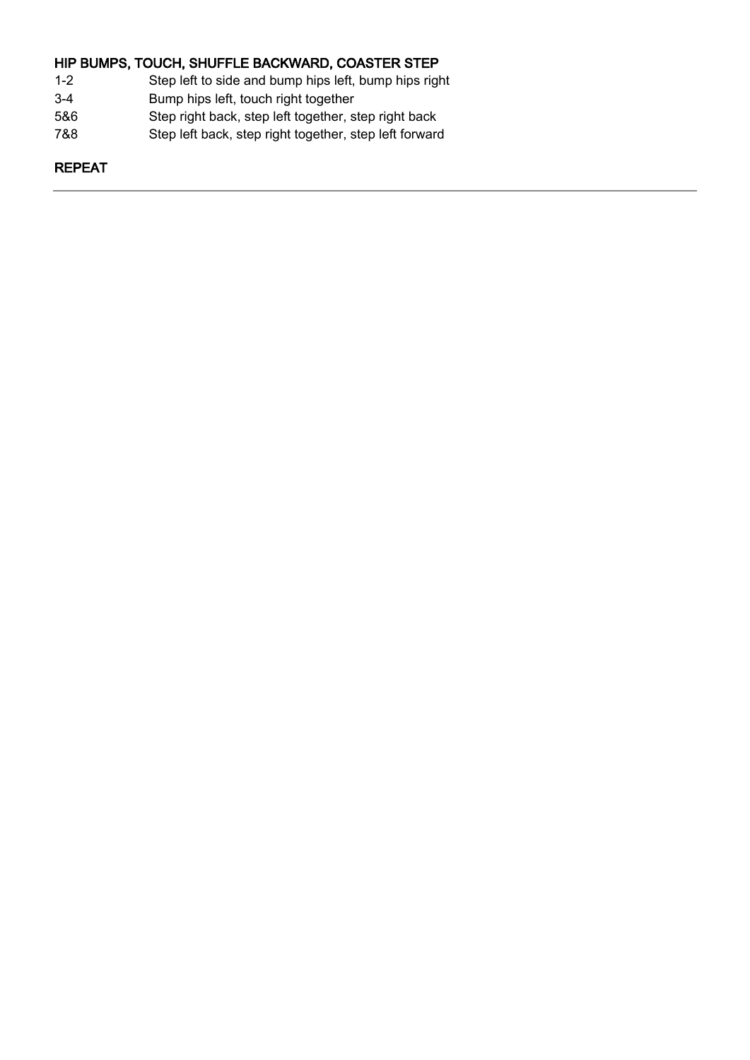### HIP BUMPS, TOUCH, SHUFFLE BACKWARD, COASTER STEP

| | |
|---|---|
| 1-2 | Step left to side and bump hips left, bump hips right |
| 3-4 | Bump hips left, touch right together |
| 5&6 | Step right back, step left together, step right back |
| 7&8 | Step left back, step right together, step left forward |

### REPEAT

---